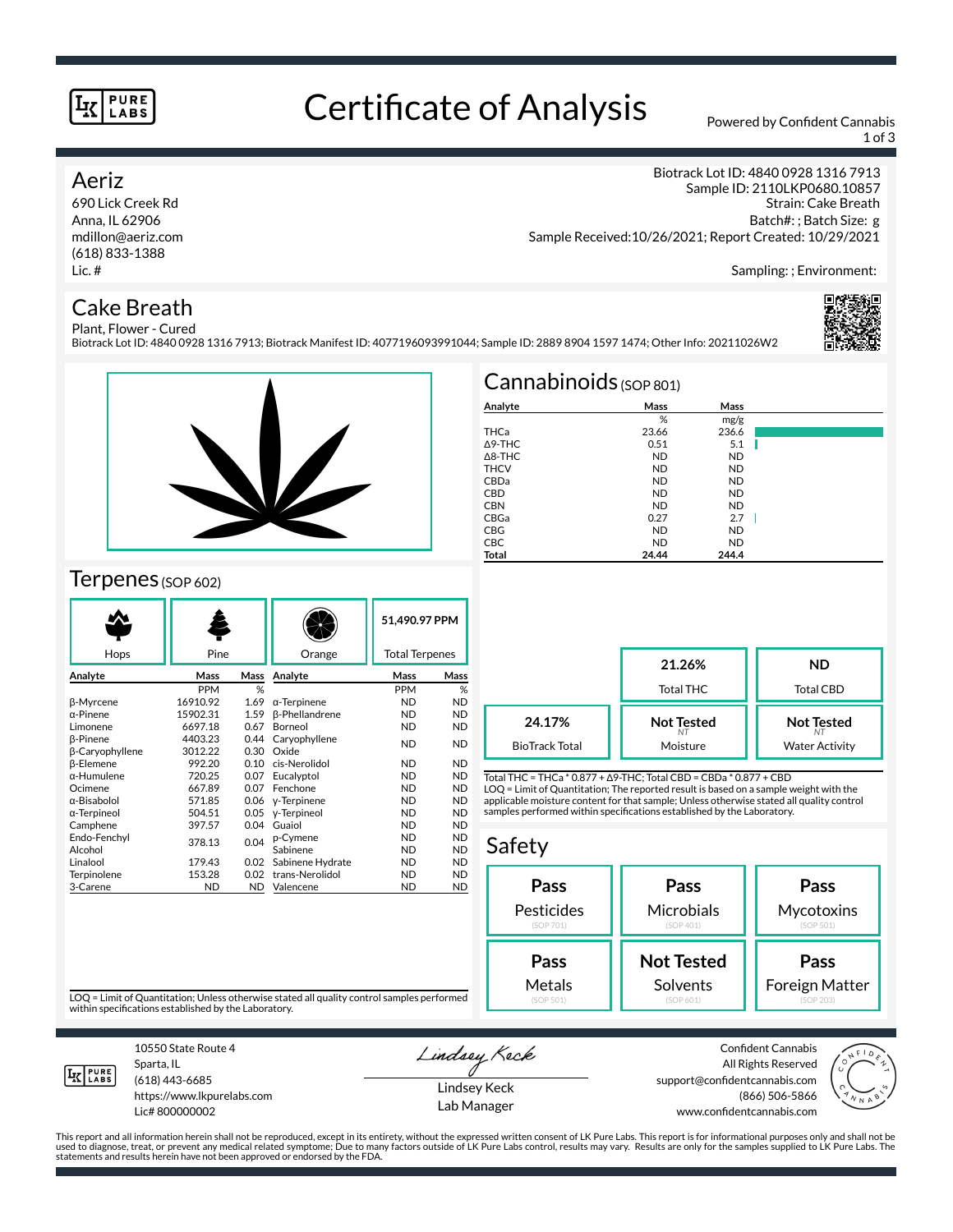# Certificate of Analysis

Powered by Confident Cannabis

## Aeriz

690 Lick Creek Rd
Anna, IL 62906
mdillon@aeriz.com
(618) 833-1388
Lic. #

Biotrack Lot ID: 4840 0928 1316 7913
Sample ID: 2110LKP0680.10857
Strain: Cake Breath
Batch#: ; Batch Size: g
Sample Received:10/26/2021; Report Created: 10/29/2021

Sampling: ; Environment:

## Cake Breath

Plant, Flower - Cured
Biotrack Lot ID: 4840 0928 1316 7913; Biotrack Manifest ID: 4077196093991044; Sample ID: 2889 8904 1597 1474; Other Info: 20211026W2

## Cannabinoids (SOP 801)

| Analyte | Mass | Mass |
|---|---|---|
| | % | mg/g |
| THCa | 23.66 | 236.6 |
| Δ9-THC | 0.51 | 5.1 |
| Δ8-THC | ND | ND |
| THCV | ND | ND |
| CBDa | ND | ND |
| CBD | ND | ND |
| CBN | ND | ND |
| CBGa | 0.27 | 2.7 |
| CBG | ND | ND |
| CBC | ND | ND |
| **Total** | **24.44** | **244.4** |

| | | |
|---|---|---|
| | **21.26%** Total THC | **ND** Total CBD |
| **24.17%** BioTrack Total | **Not Tested** (NT) Moisture | **Not Tested** (NT) Water Activity |

Total THC = THCa * 0.877 + Δ9-THC; Total CBD = CBDa * 0.877 + CBD
LOQ = Limit of Quantitation; The reported result is based on a sample weight with the applicable moisture content for that sample; Unless otherwise stated all quality control samples performed within specifications established by the Laboratory.

## Terpenes (SOP 602)

Hops | Pine | Orange | **51,490.97 PPM** Total Terpenes

| Analyte | Mass | Mass | Analyte | Mass | Mass |
|---|---|---|---|---|---|
| | PPM | % | | PPM | % |
| β-Myrcene | 16910.92 | 1.69 | α-Terpinene | ND | ND |
| α-Pinene | 15902.31 | 1.59 | β-Phellandrene | ND | ND |
| Limonene | 6697.18 | 0.67 | Borneol | ND | ND |
| β-Pinene | 4403.23 | 0.44 | Caryophyllene Oxide | ND | ND |
| β-Caryophyllene | 3012.22 | 0.30 | | | |
| β-Elemene | 992.20 | 0.10 | cis-Nerolidol | ND | ND |
| α-Humulene | 720.25 | 0.07 | Eucalyptol | ND | ND |
| Ocimene | 667.89 | 0.07 | Fenchone | ND | ND |
| α-Bisabolol | 571.85 | 0.06 | γ-Terpinene | ND | ND |
| α-Terpineol | 504.51 | 0.05 | γ-Terpineol | ND | ND |
| Camphene | 397.57 | 0.04 | Guaiol | ND | ND |
| Endo-Fenchyl Alcohol | 378.13 | 0.04 | p-Cymene | ND | ND |
| | | | Sabinene | ND | ND |
| Linalool | 179.43 | 0.02 | Sabinene Hydrate | ND | ND |
| Terpinolene | 153.28 | 0.02 | trans-Nerolidol | ND | ND |
| 3-Carene | ND | ND | Valencene | ND | ND |

LOQ = Limit of Quantitation; Unless otherwise stated all quality control samples performed within specifications established by the Laboratory.

## Safety

| | | |
|---|---|---|
| **Pass** Pesticides (SOP 701) | **Pass** Microbials (SOP 401) | **Pass** Mycotoxins (SOP 501) |
| **Pass** Metals (SOP 501) | **Not Tested** Solvents (SOP 601) | **Pass** Foreign Matter (SOP 203) |

10550 State Route 4
Sparta, IL
(618) 443-6685
https://www.lkpurelabs.com
Lic# 800000002

Lindsey Keck
Lab Manager

Confident Cannabis
All Rights Reserved
support@confidentcannabis.com
(866) 506-5866
www.confidentcannabis.com

This report and all information herein shall not be reproduced, except in its entirety, without the expressed written consent of LK Pure Labs. This report is for informational purposes only and shall not be used to diagnose, treat, or prevent any medical related symptome; Due to many factors outside of LK Pure Labs control, results may vary. Results are only for the samples supplied to LK Pure Labs. The statements and results herein have not been approved or endorsed by the FDA.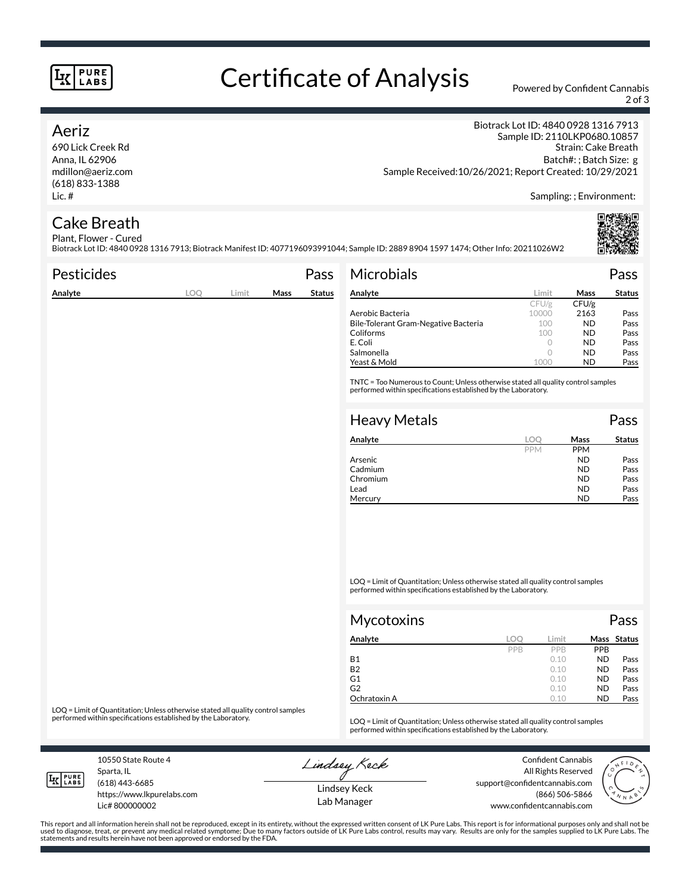# Certificate of Analysis

Powered by Confident Cannabis

## Aeriz

690 Lick Creek Rd
Anna, IL 62906
mdillon@aeriz.com
(618) 833-1388
Lic. #

Biotrack Lot ID: 4840 0928 1316 7913
Sample ID: 2110LKP0680.10857
Strain: Cake Breath
Batch#: ; Batch Size: g
Sample Received:10/26/2021; Report Created: 10/29/2021

Sampling: ; Environment:

## Cake Breath

Plant, Flower - Cured
Biotrack Lot ID: 4840 0928 1316 7913; Biotrack Manifest ID: 4077196093991044; Sample ID: 2889 8904 1597 1474; Other Info: 20211026W2

### Pesticides — Pass

| Analyte | LOQ | Limit | Mass | Status |
|---|---|---|---|---|

LOQ = Limit of Quantitation; Unless otherwise stated all quality control samples performed within specifications established by the Laboratory.

### Microbials — Pass

| Analyte | Limit | Mass | Status |
|---|---|---|---|
| | CFU/g | CFU/g | |
| Aerobic Bacteria | 10000 | 2163 | Pass |
| Bile-Tolerant Gram-Negative Bacteria | 100 | ND | Pass |
| Coliforms | 100 | ND | Pass |
| E. Coli | 0 | ND | Pass |
| Salmonella | 0 | ND | Pass |
| Yeast & Mold | 1000 | ND | Pass |

TNTC = Too Numerous to Count; Unless otherwise stated all quality control samples performed within specifications established by the Laboratory.

### Heavy Metals — Pass

| Analyte | LOQ | Mass | Status |
|---|---|---|---|
| | PPM | PPM | |
| Arsenic | | ND | Pass |
| Cadmium | | ND | Pass |
| Chromium | | ND | Pass |
| Lead | | ND | Pass |
| Mercury | | ND | Pass |

LOQ = Limit of Quantitation; Unless otherwise stated all quality control samples performed within specifications established by the Laboratory.

### Mycotoxins — Pass

| Analyte | LOQ | Limit | Mass | Status |
|---|---|---|---|---|
| | PPB | PPB | PPB | |
| B1 | | 0.10 | ND | Pass |
| B2 | | 0.10 | ND | Pass |
| G1 | | 0.10 | ND | Pass |
| G2 | | 0.10 | ND | Pass |
| Ochratoxin A | | 0.10 | ND | Pass |

LOQ = Limit of Quantitation; Unless otherwise stated all quality control samples performed within specifications established by the Laboratory.

10550 State Route 4
Sparta, IL
(618) 443-6685
https://www.lkpurelabs.com
Lic# 800000002

Lindsey Keck
Lab Manager

Confident Cannabis
All Rights Reserved
support@confidentcannabis.com
(866) 506-5866
www.confidentcannabis.com

This report and all information herein shall not be reproduced, except in its entirety, without the expressed written consent of LK Pure Labs. This report is for informational purposes only and shall not be used to diagnose, treat, or prevent any medical related symptome; Due to many factors outside of LK Pure Labs control, results may vary. Results are only for the samples supplied to LK Pure Labs. The statements and results herein have not been approved or endorsed by the FDA.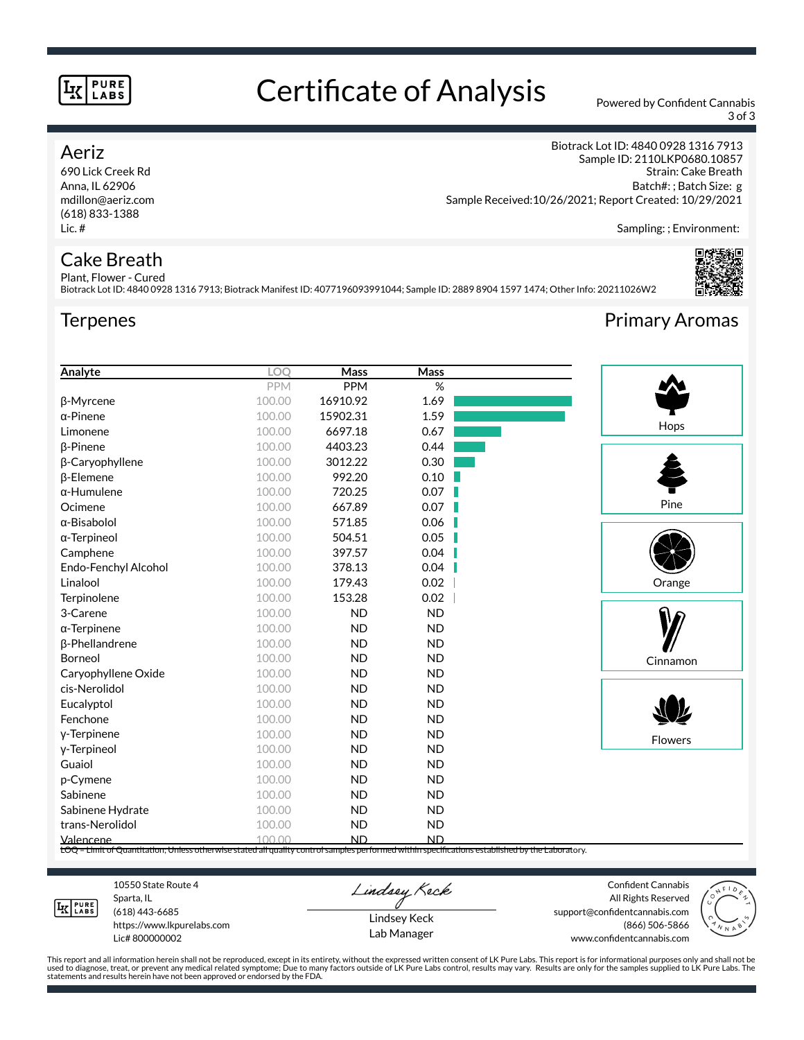# Certificate of Analysis

Powered by Confident Cannabis

## Aeriz

690 Lick Creek Rd
Anna, IL 62906
mdillon@aeriz.com
(618) 833-1388
Lic. #

Biotrack Lot ID: 4840 0928 1316 7913
Sample ID: 2110LKP0680.10857
Strain: Cake Breath
Batch#: ; Batch Size: g
Sample Received:10/26/2021; Report Created: 10/29/2021

Sampling: ; Environment:

## Cake Breath

Plant, Flower - Cured
Biotrack Lot ID: 4840 0928 1316 7913; Biotrack Manifest ID: 4077196093991044; Sample ID: 2889 8904 1597 1474; Other Info: 20211026W2

## Terpenes

| Analyte | LOQ | Mass | Mass |
|---|---|---|---|
| | PPM | PPM | % |
| β-Myrcene | 100.00 | 16910.92 | 1.69 |
| α-Pinene | 100.00 | 15902.31 | 1.59 |
| Limonene | 100.00 | 6697.18 | 0.67 |
| β-Pinene | 100.00 | 4403.23 | 0.44 |
| β-Caryophyllene | 100.00 | 3012.22 | 0.30 |
| β-Elemene | 100.00 | 992.20 | 0.10 |
| α-Humulene | 100.00 | 720.25 | 0.07 |
| Ocimene | 100.00 | 667.89 | 0.07 |
| α-Bisabolol | 100.00 | 571.85 | 0.06 |
| α-Terpineol | 100.00 | 504.51 | 0.05 |
| Camphene | 100.00 | 397.57 | 0.04 |
| Endo-Fenchyl Alcohol | 100.00 | 378.13 | 0.04 |
| Linalool | 100.00 | 179.43 | 0.02 |
| Terpinolene | 100.00 | 153.28 | 0.02 |
| 3-Carene | 100.00 | ND | ND |
| α-Terpinene | 100.00 | ND | ND |
| β-Phellandrene | 100.00 | ND | ND |
| Borneol | 100.00 | ND | ND |
| Caryophyllene Oxide | 100.00 | ND | ND |
| cis-Nerolidol | 100.00 | ND | ND |
| Eucalyptol | 100.00 | ND | ND |
| Fenchone | 100.00 | ND | ND |
| γ-Terpinene | 100.00 | ND | ND |
| γ-Terpineol | 100.00 | ND | ND |
| Guaiol | 100.00 | ND | ND |
| p-Cymene | 100.00 | ND | ND |
| Sabinene | 100.00 | ND | ND |
| Sabinene Hydrate | 100.00 | ND | ND |
| trans-Nerolidol | 100.00 | ND | ND |
| Valencene | 100.00 | ND | ND |

LOQ = Limit of Quantitation; Unless otherwise stated all quality control samples performed within specifications established by the Laboratory.

## Primary Aromas

Hops
Pine
Orange
Cinnamon
Flowers

10550 State Route 4
Sparta, IL
(618) 443-6685
https://www.lkpurelabs.com
Lic# 800000002

Lindsey Keck
Lab Manager

Confident Cannabis
All Rights Reserved
support@confidentcannabis.com
(866) 506-5866
www.confidentcannabis.com

This report and all information herein shall not be reproduced, except in its entirety, without the expressed written consent of LK Pure Labs. This report is for informational purposes only and shall not be used to diagnose, treat, or prevent any medical related symptome; Due to many factors outside of LK Pure Labs control, results may vary. Results are only for the samples supplied to LK Pure Labs. The statements and results herein have not been approved or endorsed by the FDA.